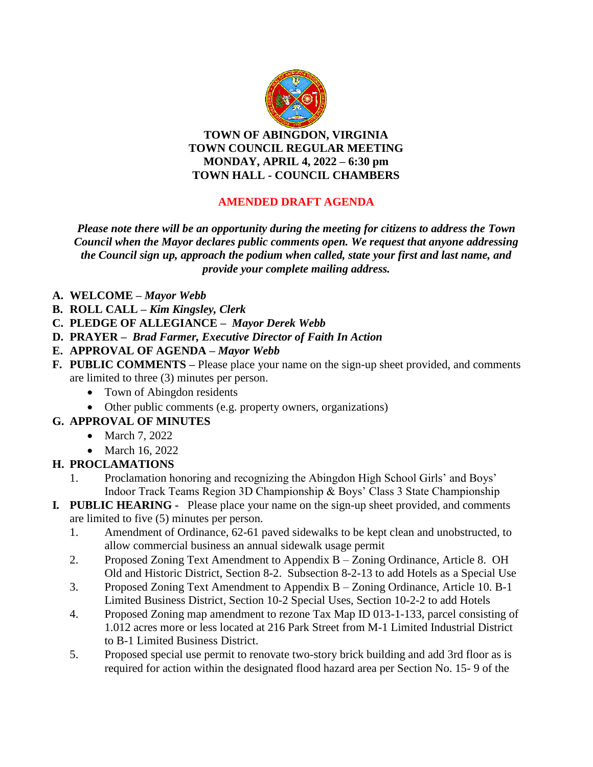**TOWN OF ABINGDON, VIRGINIA**
**TOWN COUNCIL REGULAR MEETING**
**MONDAY, APRIL 4, 2022 – 6:30 pm**
**TOWN HALL - COUNCIL CHAMBERS**

**AMENDED DRAFT AGENDA**

***Please note there will be an opportunity during the meeting for citizens to address the Town Council when the Mayor declares public comments open. We request that anyone addressing the Council sign up, approach the podium when called, state your first and last name, and provide your complete mailing address.***

- **A. WELCOME –** ***Mayor Webb***
- **B. ROLL CALL –** ***Kim Kingsley, Clerk***
- **C. PLEDGE OF ALLEGIANCE –** ***Mayor Derek Webb***
- **D. PRAYER –** ***Brad Farmer, Executive Director of Faith In Action***
- **E. APPROVAL OF AGENDA –** ***Mayor Webb***
- **F. PUBLIC COMMENTS –** Please place your name on the sign-up sheet provided, and comments are limited to three (3) minutes per person.
  - Town of Abingdon residents
  - Other public comments (e.g. property owners, organizations)
- **G. APPROVAL OF MINUTES**
  - March 7, 2022
  - March 16, 2022
- **H. PROCLAMATIONS**
  1. Proclamation honoring and recognizing the Abingdon High School Girls' and Boys' Indoor Track Teams Region 3D Championship & Boys' Class 3 State Championship
- **I. PUBLIC HEARING -** Please place your name on the sign-up sheet provided, and comments are limited to five (5) minutes per person.
  1. Amendment of Ordinance, 62-61 paved sidewalks to be kept clean and unobstructed, to allow commercial business an annual sidewalk usage permit
  2. Proposed Zoning Text Amendment to Appendix B – Zoning Ordinance, Article 8. OH Old and Historic District, Section 8-2. Subsection 8-2-13 to add Hotels as a Special Use
  3. Proposed Zoning Text Amendment to Appendix B – Zoning Ordinance, Article 10. B-1 Limited Business District, Section 10-2 Special Uses, Section 10-2-2 to add Hotels
  4. Proposed Zoning map amendment to rezone Tax Map ID 013-1-133, parcel consisting of 1.012 acres more or less located at 216 Park Street from M-1 Limited Industrial District to B-1 Limited Business District.
  5. Proposed special use permit to renovate two-story brick building and add 3rd floor as is required for action within the designated flood hazard area per Section No. 15- 9 of the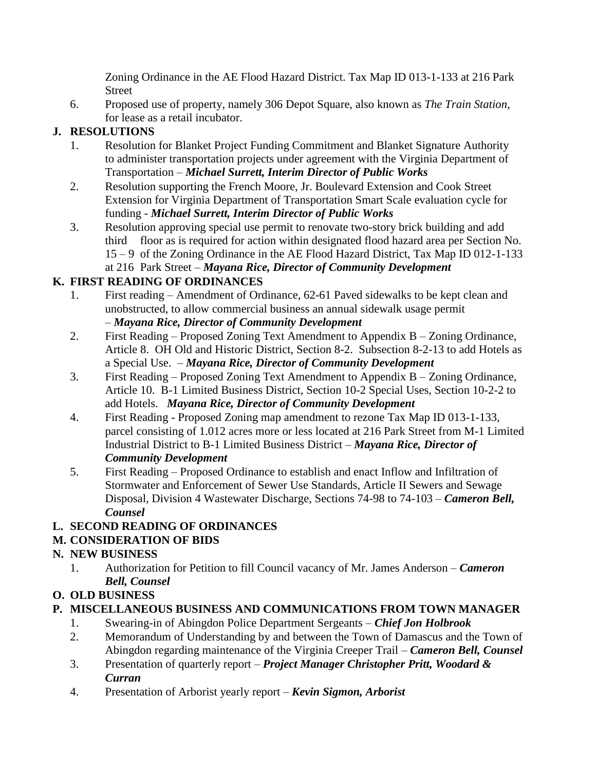Zoning Ordinance in the AE Flood Hazard District. Tax Map ID 013-1-133 at 216 Park Street

6. Proposed use of property, namely 306 Depot Square, also known as *The Train Station,* for lease as a retail incubator.

**J. RESOLUTIONS**

1. Resolution for Blanket Project Funding Commitment and Blanket Signature Authority to administer transportation projects under agreement with the Virginia Department of Transportation – ***Michael Surrett, Interim Director of Public Works***
2. Resolution supporting the French Moore, Jr. Boulevard Extension and Cook Street Extension for Virginia Department of Transportation Smart Scale evaluation cycle for funding - ***Michael Surrett, Interim Director of Public Works***
3. Resolution approving special use permit to renovate two-story brick building and add third floor as is required for action within designated flood hazard area per Section No. 15 – 9 of the Zoning Ordinance in the AE Flood Hazard District, Tax Map ID 012-1-133 at 216 Park Street – ***Mayana Rice, Director of Community Development***

**K. FIRST READING OF ORDINANCES**

1. First reading – Amendment of Ordinance, 62-61 Paved sidewalks to be kept clean and unobstructed, to allow commercial business an annual sidewalk usage permit – ***Mayana Rice, Director of Community Development***
2. First Reading – Proposed Zoning Text Amendment to Appendix B – Zoning Ordinance, Article 8. OH Old and Historic District, Section 8-2. Subsection 8-2-13 to add Hotels as a Special Use. – ***Mayana Rice, Director of Community Development***
3. First Reading – Proposed Zoning Text Amendment to Appendix B – Zoning Ordinance, Article 10. B-1 Limited Business District, Section 10-2 Special Uses, Section 10-2-2 to add Hotels. ***Mayana Rice, Director of Community Development***
4. First Reading - Proposed Zoning map amendment to rezone Tax Map ID 013-1-133, parcel consisting of 1.012 acres more or less located at 216 Park Street from M-1 Limited Industrial District to B-1 Limited Business District – ***Mayana Rice, Director of Community Development***
5. First Reading – Proposed Ordinance to establish and enact Inflow and Infiltration of Stormwater and Enforcement of Sewer Use Standards, Article II Sewers and Sewage Disposal, Division 4 Wastewater Discharge, Sections 74-98 to 74-103 – ***Cameron Bell, Counsel***

**L. SECOND READING OF ORDINANCES**

**M. CONSIDERATION OF BIDS**

**N. NEW BUSINESS**

1. Authorization for Petition to fill Council vacancy of Mr. James Anderson – ***Cameron Bell, Counsel***

**O. OLD BUSINESS**

**P. MISCELLANEOUS BUSINESS AND COMMUNICATIONS FROM TOWN MANAGER**

1. Swearing-in of Abingdon Police Department Sergeants – ***Chief Jon Holbrook***
2. Memorandum of Understanding by and between the Town of Damascus and the Town of Abingdon regarding maintenance of the Virginia Creeper Trail – ***Cameron Bell, Counsel***
3. Presentation of quarterly report – ***Project Manager Christopher Pritt, Woodard & Curran***
4. Presentation of Arborist yearly report – ***Kevin Sigmon, Arborist***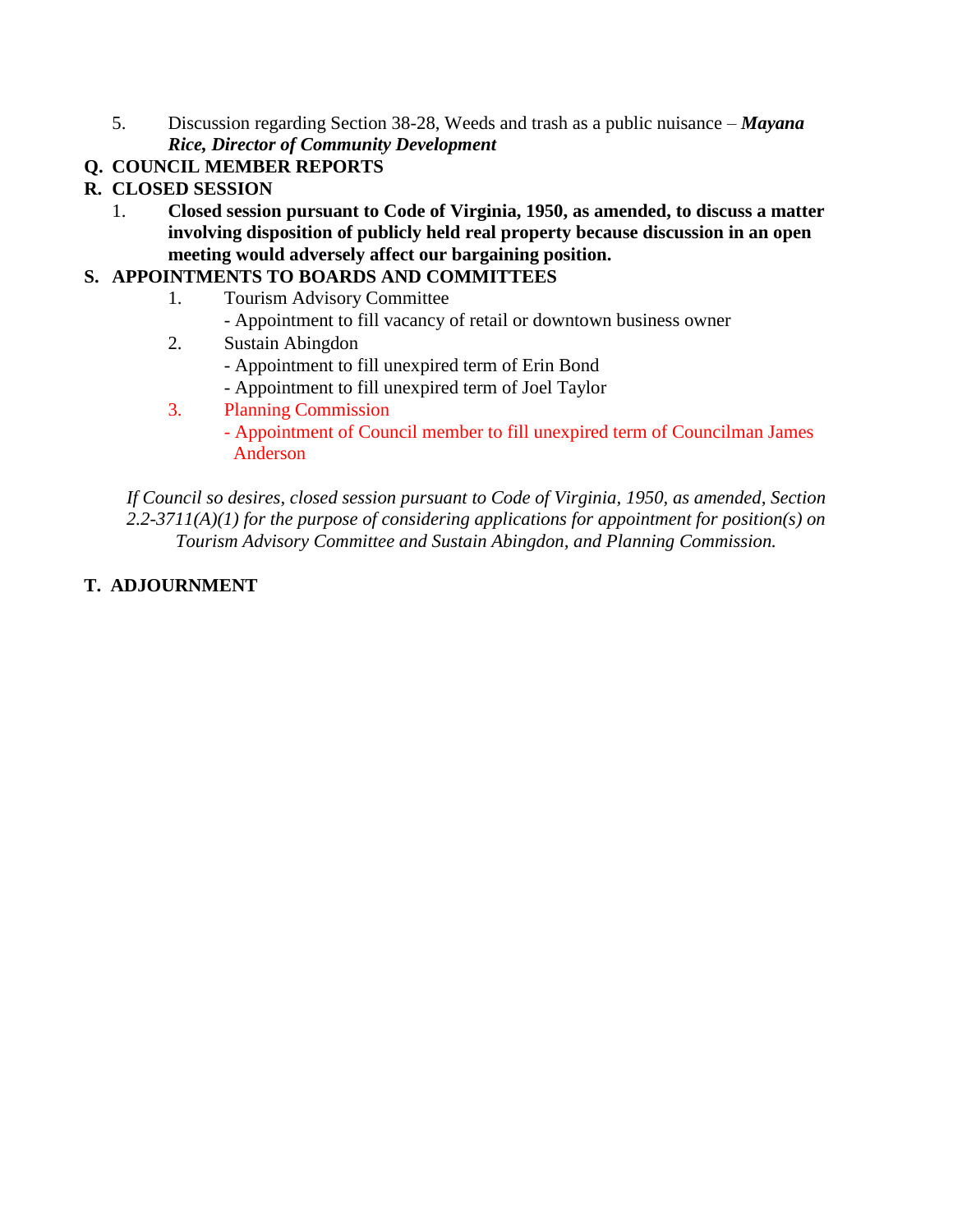5. Discussion regarding Section 38-28, Weeds and trash as a public nuisance – ***Mayana Rice, Director of Community Development***

**Q. COUNCIL MEMBER REPORTS**

**R. CLOSED SESSION**

1. **Closed session pursuant to Code of Virginia, 1950, as amended, to discuss a matter involving disposition of publicly held real property because discussion in an open meeting would adversely affect our bargaining position.**

**S. APPOINTMENTS TO BOARDS AND COMMITTEES**

1. Tourism Advisory Committee
   - Appointment to fill vacancy of retail or downtown business owner
2. Sustain Abingdon
   - Appointment to fill unexpired term of Erin Bond
   - Appointment to fill unexpired term of Joel Taylor
3. Planning Commission
   - Appointment of Council member to fill unexpired term of Councilman James Anderson

*If Council so desires, closed session pursuant to Code of Virginia, 1950, as amended, Section 2.2-3711(A)(1) for the purpose of considering applications for appointment for position(s) on Tourism Advisory Committee and Sustain Abingdon, and Planning Commission.*

**T. ADJOURNMENT**